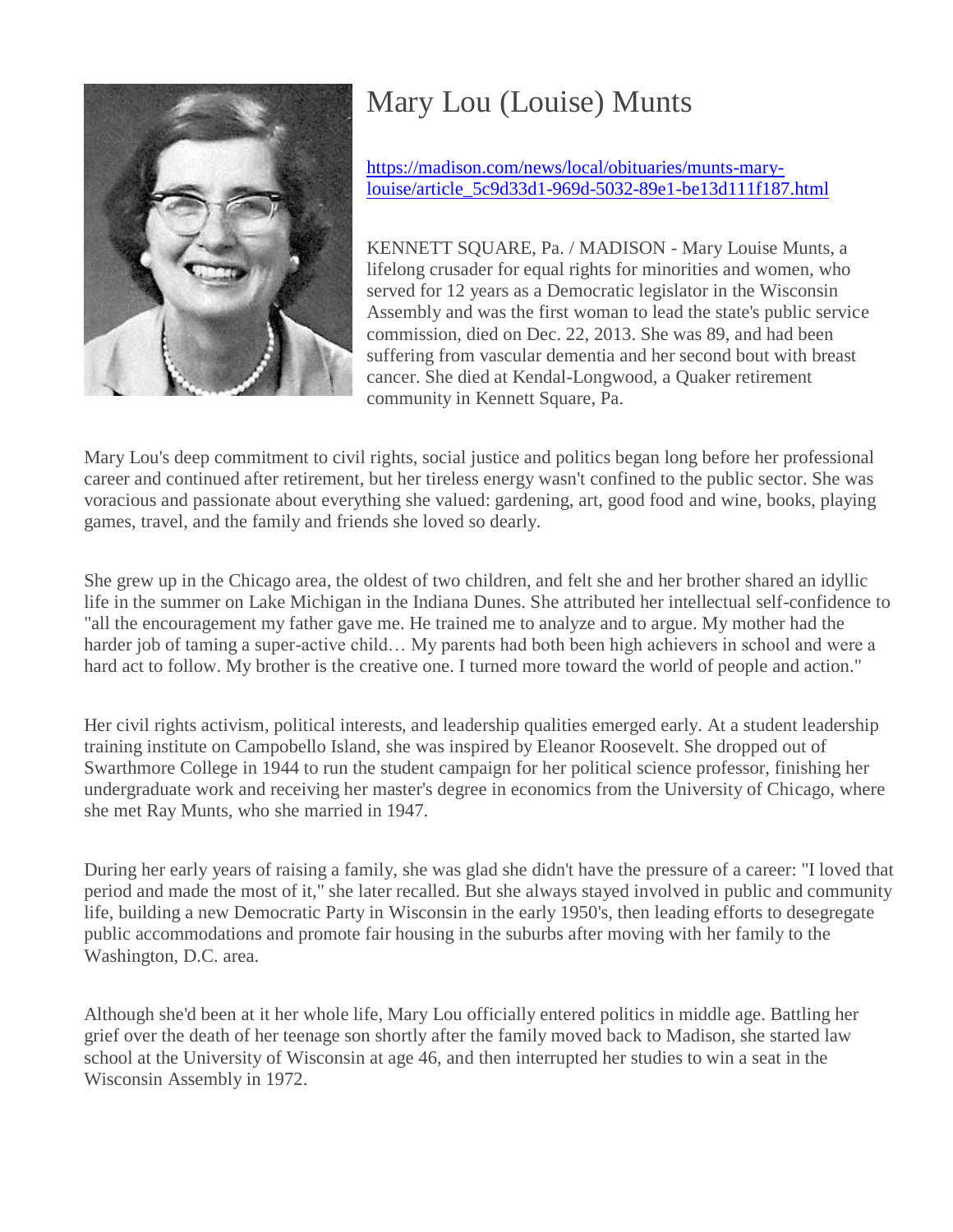# Mary Lou (Louise) Munts

[https://madison.com/news/local/obituaries/munts-mary-louise/article_5c9d33d1-969d-5032-89e1-be13d111f187.html](https://madison.com/news/local/obituaries/munts-mary-louise/article_5c9d33d1-969d-5032-89e1-be13d111f187.html)

KENNETT SQUARE, Pa. / MADISON - Mary Louise Munts, a lifelong crusader for equal rights for minorities and women, who served for 12 years as a Democratic legislator in the Wisconsin Assembly and was the first woman to lead the state's public service commission, died on Dec. 22, 2013. She was 89, and had been suffering from vascular dementia and her second bout with breast cancer. She died at Kendal-Longwood, a Quaker retirement community in Kennett Square, Pa.

Mary Lou's deep commitment to civil rights, social justice and politics began long before her professional career and continued after retirement, but her tireless energy wasn't confined to the public sector. She was voracious and passionate about everything she valued: gardening, art, good food and wine, books, playing games, travel, and the family and friends she loved so dearly.

She grew up in the Chicago area, the oldest of two children, and felt she and her brother shared an idyllic life in the summer on Lake Michigan in the Indiana Dunes. She attributed her intellectual self-confidence to "all the encouragement my father gave me. He trained me to analyze and to argue. My mother had the harder job of taming a super-active child… My parents had both been high achievers in school and were a hard act to follow. My brother is the creative one. I turned more toward the world of people and action."

Her civil rights activism, political interests, and leadership qualities emerged early. At a student leadership training institute on Campobello Island, she was inspired by Eleanor Roosevelt. She dropped out of Swarthmore College in 1944 to run the student campaign for her political science professor, finishing her undergraduate work and receiving her master's degree in economics from the University of Chicago, where she met Ray Munts, who she married in 1947.

During her early years of raising a family, she was glad she didn't have the pressure of a career: "I loved that period and made the most of it," she later recalled. But she always stayed involved in public and community life, building a new Democratic Party in Wisconsin in the early 1950's, then leading efforts to desegregate public accommodations and promote fair housing in the suburbs after moving with her family to the Washington, D.C. area.

Although she'd been at it her whole life, Mary Lou officially entered politics in middle age. Battling her grief over the death of her teenage son shortly after the family moved back to Madison, she started law school at the University of Wisconsin at age 46, and then interrupted her studies to win a seat in the Wisconsin Assembly in 1972.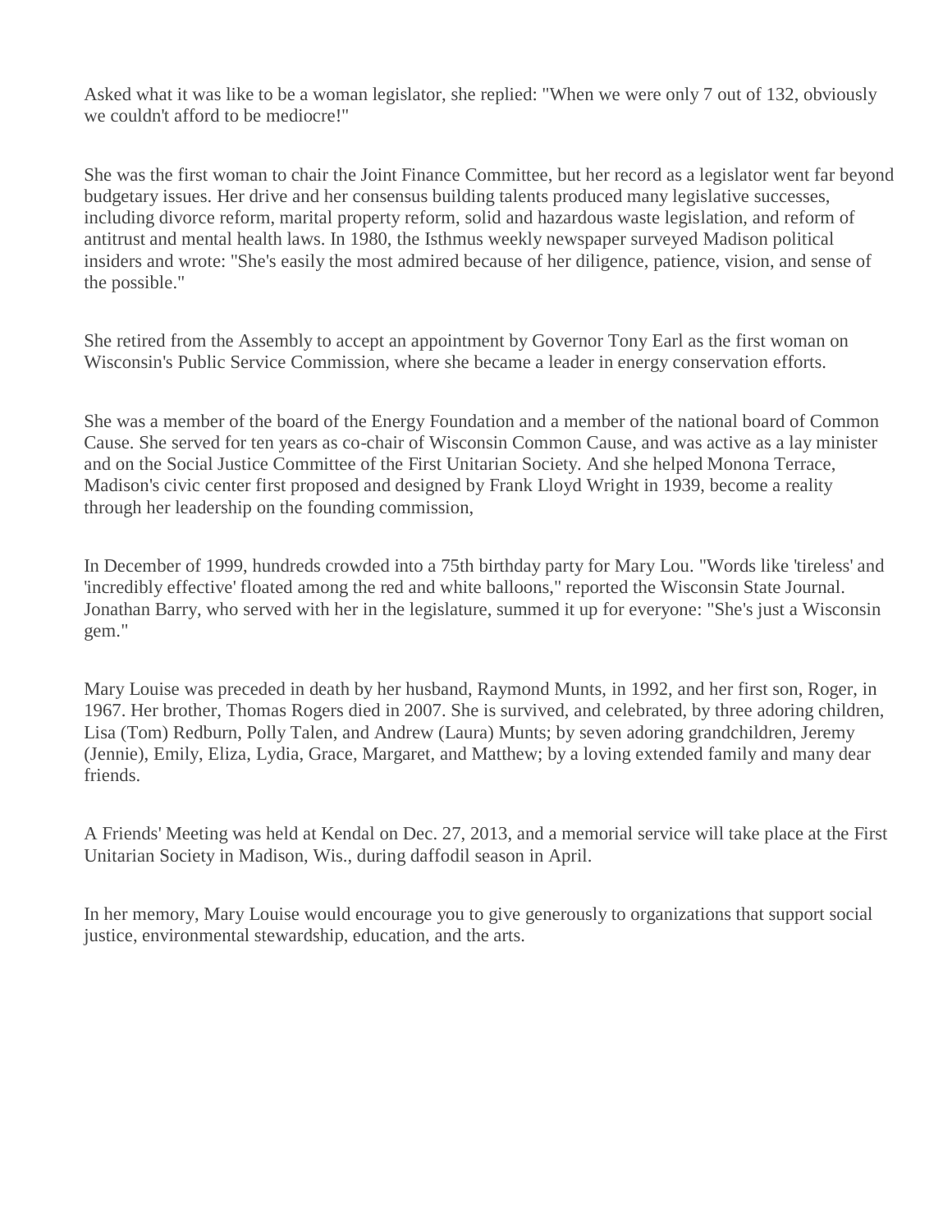Asked what it was like to be a woman legislator, she replied: "When we were only 7 out of 132, obviously we couldn't afford to be mediocre!"

She was the first woman to chair the Joint Finance Committee, but her record as a legislator went far beyond budgetary issues. Her drive and her consensus building talents produced many legislative successes, including divorce reform, marital property reform, solid and hazardous waste legislation, and reform of antitrust and mental health laws. In 1980, the Isthmus weekly newspaper surveyed Madison political insiders and wrote: "She's easily the most admired because of her diligence, patience, vision, and sense of the possible."

She retired from the Assembly to accept an appointment by Governor Tony Earl as the first woman on Wisconsin's Public Service Commission, where she became a leader in energy conservation efforts.

She was a member of the board of the Energy Foundation and a member of the national board of Common Cause. She served for ten years as co-chair of Wisconsin Common Cause, and was active as a lay minister and on the Social Justice Committee of the First Unitarian Society. And she helped Monona Terrace, Madison's civic center first proposed and designed by Frank Lloyd Wright in 1939, become a reality through her leadership on the founding commission,

In December of 1999, hundreds crowded into a 75th birthday party for Mary Lou. "Words like 'tireless' and 'incredibly effective' floated among the red and white balloons," reported the Wisconsin State Journal. Jonathan Barry, who served with her in the legislature, summed it up for everyone: "She's just a Wisconsin gem."

Mary Louise was preceded in death by her husband, Raymond Munts, in 1992, and her first son, Roger, in 1967. Her brother, Thomas Rogers died in 2007. She is survived, and celebrated, by three adoring children, Lisa (Tom) Redburn, Polly Talen, and Andrew (Laura) Munts; by seven adoring grandchildren, Jeremy (Jennie), Emily, Eliza, Lydia, Grace, Margaret, and Matthew; by a loving extended family and many dear friends.

A Friends' Meeting was held at Kendal on Dec. 27, 2013, and a memorial service will take place at the First Unitarian Society in Madison, Wis., during daffodil season in April.

In her memory, Mary Louise would encourage you to give generously to organizations that support social justice, environmental stewardship, education, and the arts.